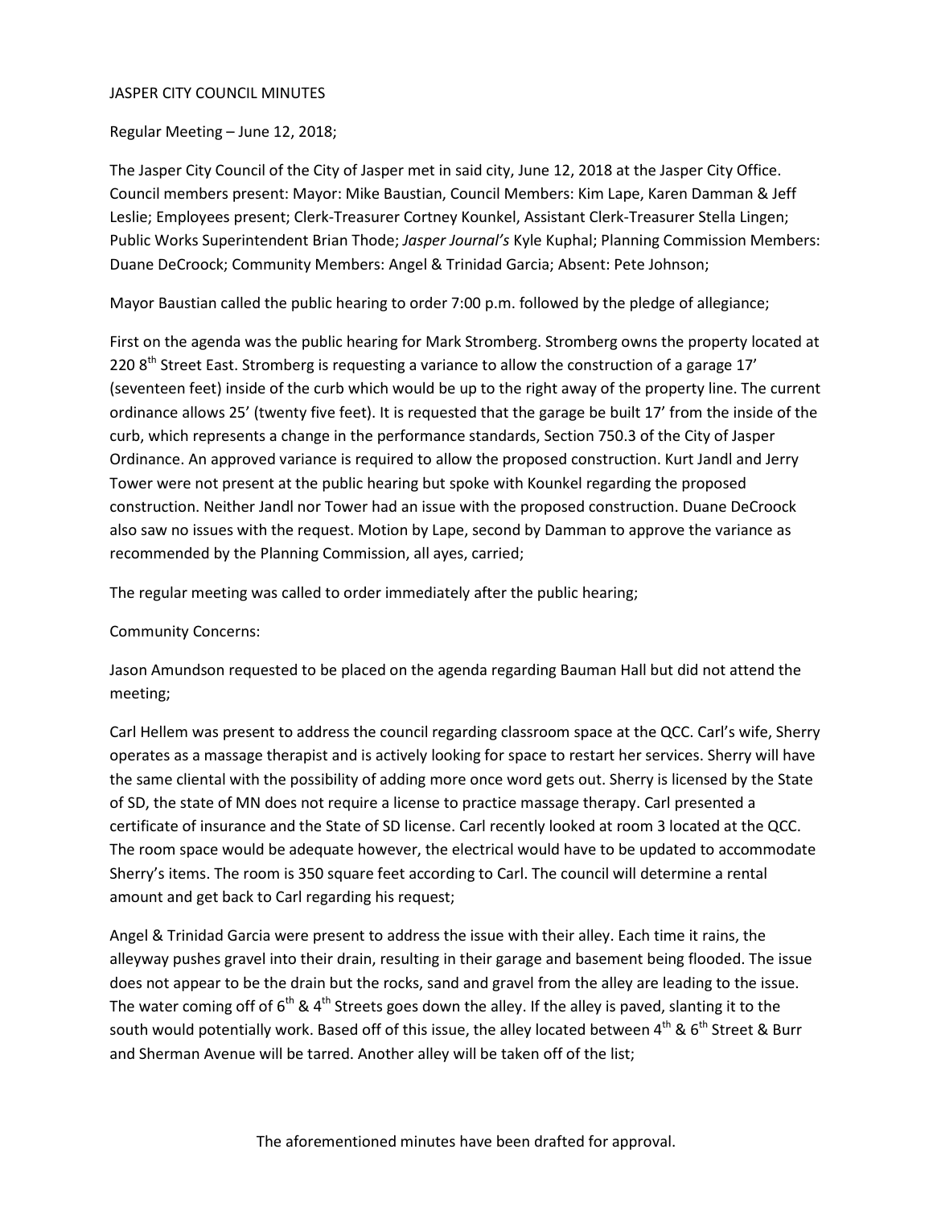JASPER CITY COUNCIL MINUTES

Regular Meeting – June 12, 2018;

The Jasper City Council of the City of Jasper met in said city, June 12, 2018 at the Jasper City Office. Council members present: Mayor: Mike Baustian, Council Members: Kim Lape, Karen Damman & Jeff Leslie; Employees present; Clerk-Treasurer Cortney Kounkel, Assistant Clerk-Treasurer Stella Lingen; Public Works Superintendent Brian Thode; *Jasper Journal's* Kyle Kuphal; Planning Commission Members: Duane DeCroock; Community Members: Angel & Trinidad Garcia; Absent: Pete Johnson;

Mayor Baustian called the public hearing to order 7:00 p.m. followed by the pledge of allegiance;

First on the agenda was the public hearing for Mark Stromberg. Stromberg owns the property located at 220 8th Street East. Stromberg is requesting a variance to allow the construction of a garage 17' (seventeen feet) inside of the curb which would be up to the right away of the property line. The current ordinance allows 25' (twenty five feet). It is requested that the garage be built 17' from the inside of the curb, which represents a change in the performance standards, Section 750.3 of the City of Jasper Ordinance. An approved variance is required to allow the proposed construction. Kurt Jandl and Jerry Tower were not present at the public hearing but spoke with Kounkel regarding the proposed construction. Neither Jandl nor Tower had an issue with the proposed construction. Duane DeCroock also saw no issues with the request. Motion by Lape, second by Damman to approve the variance as recommended by the Planning Commission, all ayes, carried;

The regular meeting was called to order immediately after the public hearing;

Community Concerns:

Jason Amundson requested to be placed on the agenda regarding Bauman Hall but did not attend the meeting;

Carl Hellem was present to address the council regarding classroom space at the QCC. Carl's wife, Sherry operates as a massage therapist and is actively looking for space to restart her services. Sherry will have the same cliental with the possibility of adding more once word gets out. Sherry is licensed by the State of SD, the state of MN does not require a license to practice massage therapy. Carl presented a certificate of insurance and the State of SD license. Carl recently looked at room 3 located at the QCC. The room space would be adequate however, the electrical would have to be updated to accommodate Sherry's items. The room is 350 square feet according to Carl. The council will determine a rental amount and get back to Carl regarding his request;

Angel & Trinidad Garcia were present to address the issue with their alley. Each time it rains, the alleyway pushes gravel into their drain, resulting in their garage and basement being flooded. The issue does not appear to be the drain but the rocks, sand and gravel from the alley are leading to the issue. The water coming off of 6th & 4th Streets goes down the alley. If the alley is paved, slanting it to the south would potentially work. Based off of this issue, the alley located between 4th & 6th Street & Burr and Sherman Avenue will be tarred. Another alley will be taken off of the list;

The aforementioned minutes have been drafted for approval.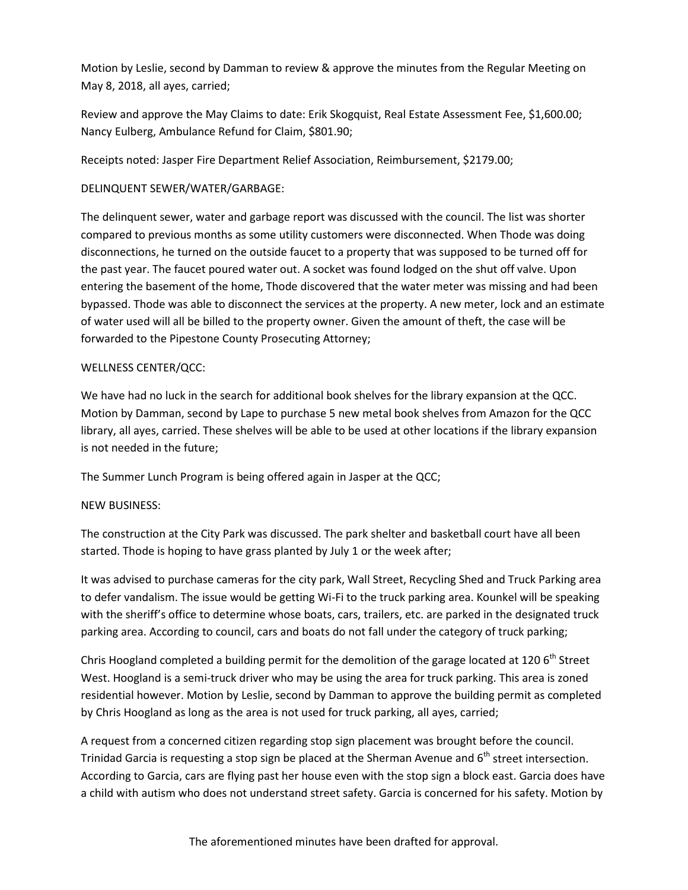Motion by Leslie, second by Damman to review & approve the minutes from the Regular Meeting on May 8, 2018, all ayes, carried;

Review and approve the May Claims to date: Erik Skogquist, Real Estate Assessment Fee, $1,600.00; Nancy Eulberg, Ambulance Refund for Claim, $801.90;

Receipts noted: Jasper Fire Department Relief Association, Reimbursement, $2179.00;

DELINQUENT SEWER/WATER/GARBAGE:

The delinquent sewer, water and garbage report was discussed with the council. The list was shorter compared to previous months as some utility customers were disconnected. When Thode was doing disconnections, he turned on the outside faucet to a property that was supposed to be turned off for the past year. The faucet poured water out. A socket was found lodged on the shut off valve. Upon entering the basement of the home, Thode discovered that the water meter was missing and had been bypassed. Thode was able to disconnect the services at the property. A new meter, lock and an estimate of water used will all be billed to the property owner. Given the amount of theft, the case will be forwarded to the Pipestone County Prosecuting Attorney;

WELLNESS CENTER/QCC:

We have had no luck in the search for additional book shelves for the library expansion at the QCC. Motion by Damman, second by Lape to purchase 5 new metal book shelves from Amazon for the QCC library, all ayes, carried. These shelves will be able to be used at other locations if the library expansion is not needed in the future;

The Summer Lunch Program is being offered again in Jasper at the QCC;

NEW BUSINESS:

The construction at the City Park was discussed. The park shelter and basketball court have all been started. Thode is hoping to have grass planted by July 1 or the week after;

It was advised to purchase cameras for the city park, Wall Street, Recycling Shed and Truck Parking area to defer vandalism. The issue would be getting Wi-Fi to the truck parking area. Kounkel will be speaking with the sheriff's office to determine whose boats, cars, trailers, etc. are parked in the designated truck parking area. According to council, cars and boats do not fall under the category of truck parking;

Chris Hoogland completed a building permit for the demolition of the garage located at 120 6th Street West. Hoogland is a semi-truck driver who may be using the area for truck parking. This area is zoned residential however. Motion by Leslie, second by Damman to approve the building permit as completed by Chris Hoogland as long as the area is not used for truck parking, all ayes, carried;

A request from a concerned citizen regarding stop sign placement was brought before the council. Trinidad Garcia is requesting a stop sign be placed at the Sherman Avenue and 6th street intersection. According to Garcia, cars are flying past her house even with the stop sign a block east. Garcia does have a child with autism who does not understand street safety. Garcia is concerned for his safety. Motion by

The aforementioned minutes have been drafted for approval.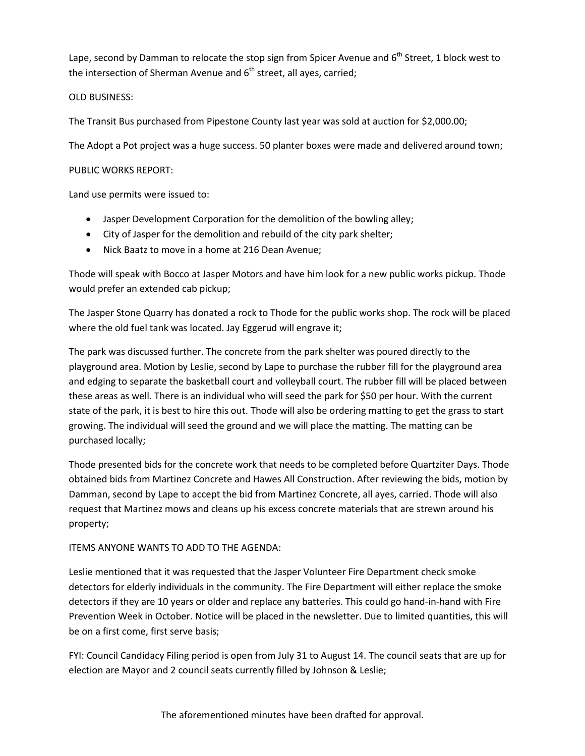Lape, second by Damman to relocate the stop sign from Spicer Avenue and 6th Street, 1 block west to the intersection of Sherman Avenue and 6th street, all ayes, carried;

OLD BUSINESS:

The Transit Bus purchased from Pipestone County last year was sold at auction for $2,000.00;

The Adopt a Pot project was a huge success. 50 planter boxes were made and delivered around town;

PUBLIC WORKS REPORT:

Land use permits were issued to:

- Jasper Development Corporation for the demolition of the bowling alley;
- City of Jasper for the demolition and rebuild of the city park shelter;
- Nick Baatz to move in a home at 216 Dean Avenue;

Thode will speak with Bocco at Jasper Motors and have him look for a new public works pickup. Thode would prefer an extended cab pickup;

The Jasper Stone Quarry has donated a rock to Thode for the public works shop. The rock will be placed where the old fuel tank was located. Jay Eggerud will engrave it;

The park was discussed further. The concrete from the park shelter was poured directly to the playground area. Motion by Leslie, second by Lape to purchase the rubber fill for the playground area and edging to separate the basketball court and volleyball court. The rubber fill will be placed between these areas as well. There is an individual who will seed the park for $50 per hour. With the current state of the park, it is best to hire this out. Thode will also be ordering matting to get the grass to start growing. The individual will seed the ground and we will place the matting. The matting can be purchased locally;

Thode presented bids for the concrete work that needs to be completed before Quartziter Days. Thode obtained bids from Martinez Concrete and Hawes All Construction. After reviewing the bids, motion by Damman, second by Lape to accept the bid from Martinez Concrete, all ayes, carried. Thode will also request that Martinez mows and cleans up his excess concrete materials that are strewn around his property;

ITEMS ANYONE WANTS TO ADD TO THE AGENDA:

Leslie mentioned that it was requested that the Jasper Volunteer Fire Department check smoke detectors for elderly individuals in the community. The Fire Department will either replace the smoke detectors if they are 10 years or older and replace any batteries. This could go hand-in-hand with Fire Prevention Week in October. Notice will be placed in the newsletter. Due to limited quantities, this will be on a first come, first serve basis;

FYI: Council Candidacy Filing period is open from July 31 to August 14. The council seats that are up for election are Mayor and 2 council seats currently filled by Johnson & Leslie;

The aforementioned minutes have been drafted for approval.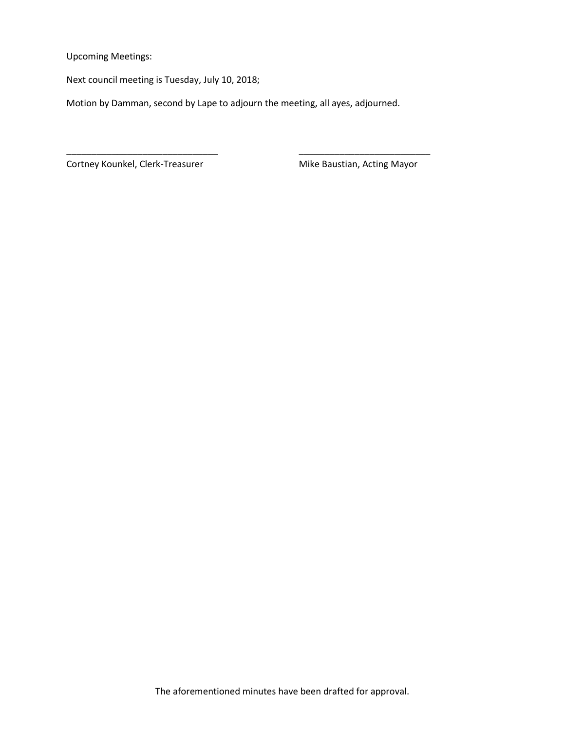Upcoming Meetings:

Next council meeting is Tuesday, July 10, 2018;

Motion by Damman, second by Lape to adjourn the meeting, all ayes, adjourned.

______________________________ ______________________________

Cortney Kounkel, Clerk-Treasurer Mike Baustian, Acting Mayor

The aforementioned minutes have been drafted for approval.